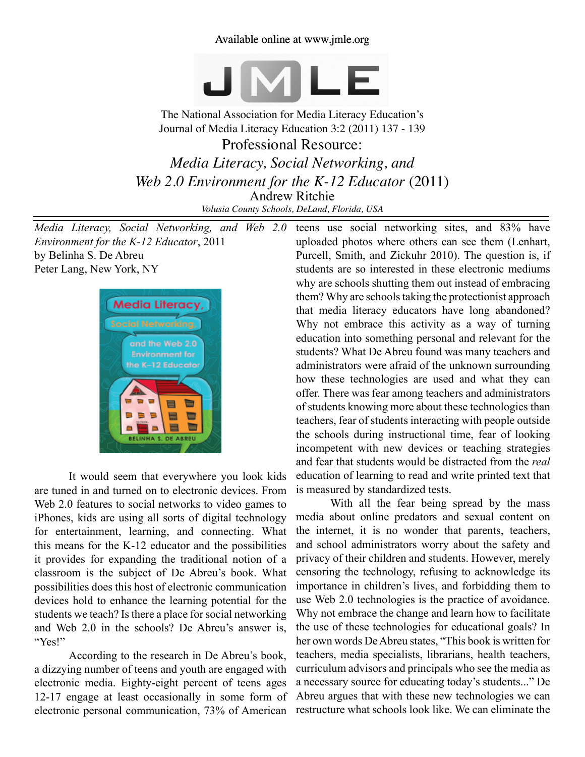Available online at www.jmle.org

The National Association for Media Literacy Education's
Journal of Media Literacy Education 3:2 (2011) 137 - 139

# Professional Resource: *Media Literacy, Social Networking, and Web 2.0 Environment for the K-12 Educator* (2011)

Andrew Ritchie

*Volusia County Schools, DeLand, Florida, USA*

*Media Literacy, Social Networking, and Web 2.0 Environment for the K-12 Educator*, 2011
by Belinha S. De Abreu
Peter Lang, New York, NY

It would seem that everywhere you look kids are tuned in and turned on to electronic devices. From Web 2.0 features to social networks to video games to iPhones, kids are using all sorts of digital technology for entertainment, learning, and connecting. What this means for the K-12 educator and the possibilities it provides for expanding the traditional notion of a classroom is the subject of De Abreu's book. What possibilities does this host of electronic communication devices hold to enhance the learning potential for the students we teach? Is there a place for social networking and Web 2.0 in the schools? De Abreu's answer is, "Yes!"

According to the research in De Abreu's book, a dizzying number of teens and youth are engaged with electronic media. Eighty-eight percent of teens ages 12-17 engage at least occasionally in some form of electronic personal communication, 73% of American teens use social networking sites, and 83% have uploaded photos where others can see them (Lenhart, Purcell, Smith, and Zickuhr 2010). The question is, if students are so interested in these electronic mediums why are schools shutting them out instead of embracing them? Why are schools taking the protectionist approach that media literacy educators have long abandoned? Why not embrace this activity as a way of turning education into something personal and relevant for the students? What De Abreu found was many teachers and administrators were afraid of the unknown surrounding how these technologies are used and what they can offer. There was fear among teachers and administrators of students knowing more about these technologies than teachers, fear of students interacting with people outside the schools during instructional time, fear of looking incompetent with new devices or teaching strategies and fear that students would be distracted from the *real* education of learning to read and write printed text that is measured by standardized tests.

With all the fear being spread by the mass media about online predators and sexual content on the internet, it is no wonder that parents, teachers, and school administrators worry about the safety and privacy of their children and students. However, merely censoring the technology, refusing to acknowledge its importance in children's lives, and forbidding them to use Web 2.0 technologies is the practice of avoidance. Why not embrace the change and learn how to facilitate the use of these technologies for educational goals? In her own words De Abreu states, "This book is written for teachers, media specialists, librarians, health teachers, curriculum advisors and principals who see the media as a necessary source for educating today's students..." De Abreu argues that with these new technologies we can restructure what schools look like. We can eliminate the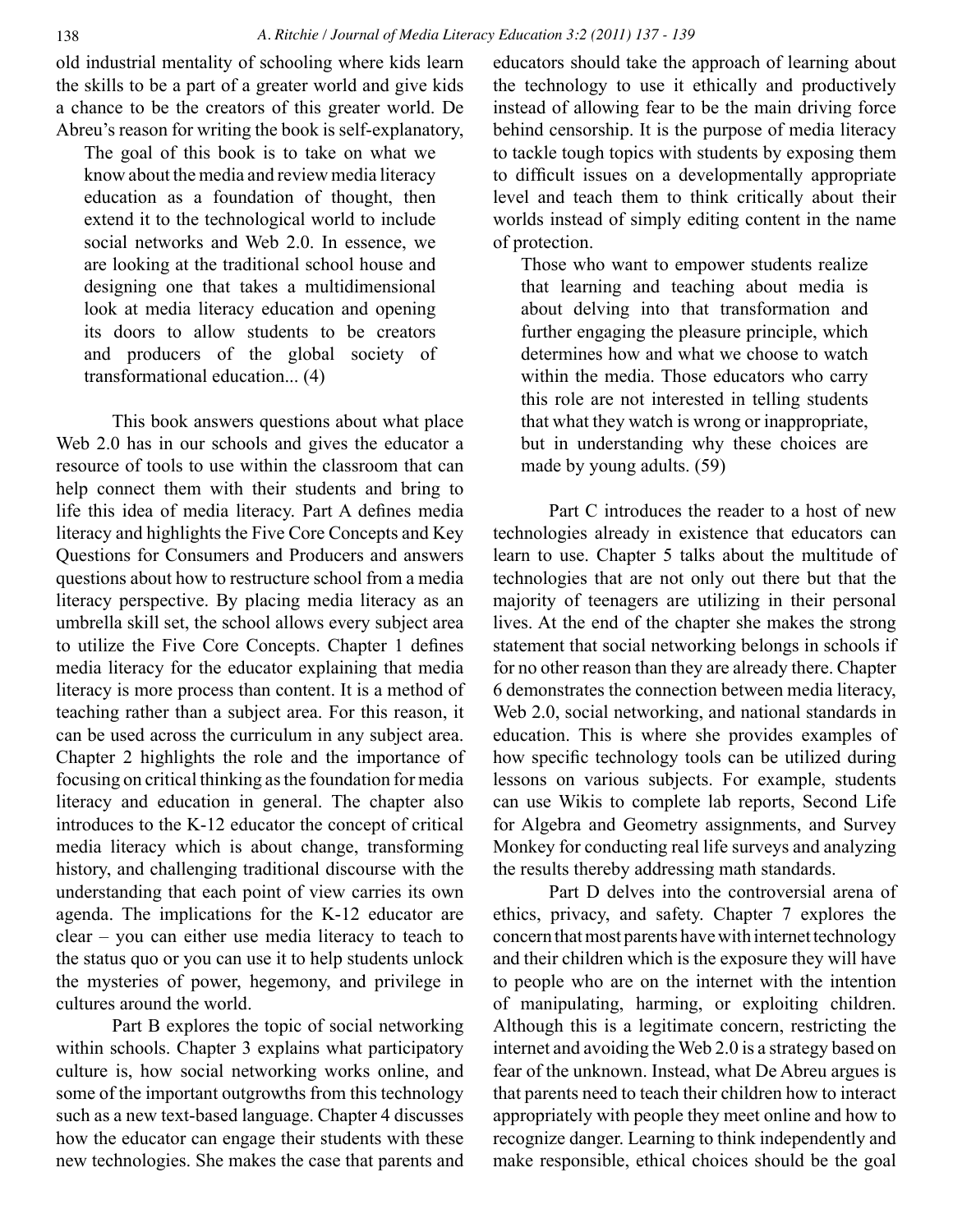old industrial mentality of schooling where kids learn the skills to be a part of a greater world and give kids a chance to be the creators of this greater world. De Abreu's reason for writing the book is self-explanatory,

> The goal of this book is to take on what we know about the media and review media literacy education as a foundation of thought, then extend it to the technological world to include social networks and Web 2.0. In essence, we are looking at the traditional school house and designing one that takes a multidimensional look at media literacy education and opening its doors to allow students to be creators and producers of the global society of transformational education... (4)

This book answers questions about what place Web 2.0 has in our schools and gives the educator a resource of tools to use within the classroom that can help connect them with their students and bring to life this idea of media literacy. Part A defines media literacy and highlights the Five Core Concepts and Key Questions for Consumers and Producers and answers questions about how to restructure school from a media literacy perspective. By placing media literacy as an umbrella skill set, the school allows every subject area to utilize the Five Core Concepts. Chapter 1 defines media literacy for the educator explaining that media literacy is more process than content. It is a method of teaching rather than a subject area. For this reason, it can be used across the curriculum in any subject area. Chapter 2 highlights the role and the importance of focusing on critical thinking as the foundation for media literacy and education in general. The chapter also introduces to the K-12 educator the concept of critical media literacy which is about change, transforming history, and challenging traditional discourse with the understanding that each point of view carries its own agenda. The implications for the K-12 educator are clear – you can either use media literacy to teach to the status quo or you can use it to help students unlock the mysteries of power, hegemony, and privilege in cultures around the world.

Part B explores the topic of social networking within schools. Chapter 3 explains what participatory culture is, how social networking works online, and some of the important outgrowths from this technology such as a new text-based language. Chapter 4 discusses how the educator can engage their students with these new technologies. She makes the case that parents and educators should take the approach of learning about the technology to use it ethically and productively instead of allowing fear to be the main driving force behind censorship. It is the purpose of media literacy to tackle tough topics with students by exposing them to difficult issues on a developmentally appropriate level and teach them to think critically about their worlds instead of simply editing content in the name of protection.

> Those who want to empower students realize that learning and teaching about media is about delving into that transformation and further engaging the pleasure principle, which determines how and what we choose to watch within the media. Those educators who carry this role are not interested in telling students that what they watch is wrong or inappropriate, but in understanding why these choices are made by young adults. (59)

Part C introduces the reader to a host of new technologies already in existence that educators can learn to use. Chapter 5 talks about the multitude of technologies that are not only out there but that the majority of teenagers are utilizing in their personal lives. At the end of the chapter she makes the strong statement that social networking belongs in schools if for no other reason than they are already there. Chapter 6 demonstrates the connection between media literacy, Web 2.0, social networking, and national standards in education. This is where she provides examples of how specific technology tools can be utilized during lessons on various subjects. For example, students can use Wikis to complete lab reports, Second Life for Algebra and Geometry assignments, and Survey Monkey for conducting real life surveys and analyzing the results thereby addressing math standards.

Part D delves into the controversial arena of ethics, privacy, and safety. Chapter 7 explores the concern that most parents have with internet technology and their children which is the exposure they will have to people who are on the internet with the intention of manipulating, harming, or exploiting children. Although this is a legitimate concern, restricting the internet and avoiding the Web 2.0 is a strategy based on fear of the unknown. Instead, what De Abreu argues is that parents need to teach their children how to interact appropriately with people they meet online and how to recognize danger. Learning to think independently and make responsible, ethical choices should be the goal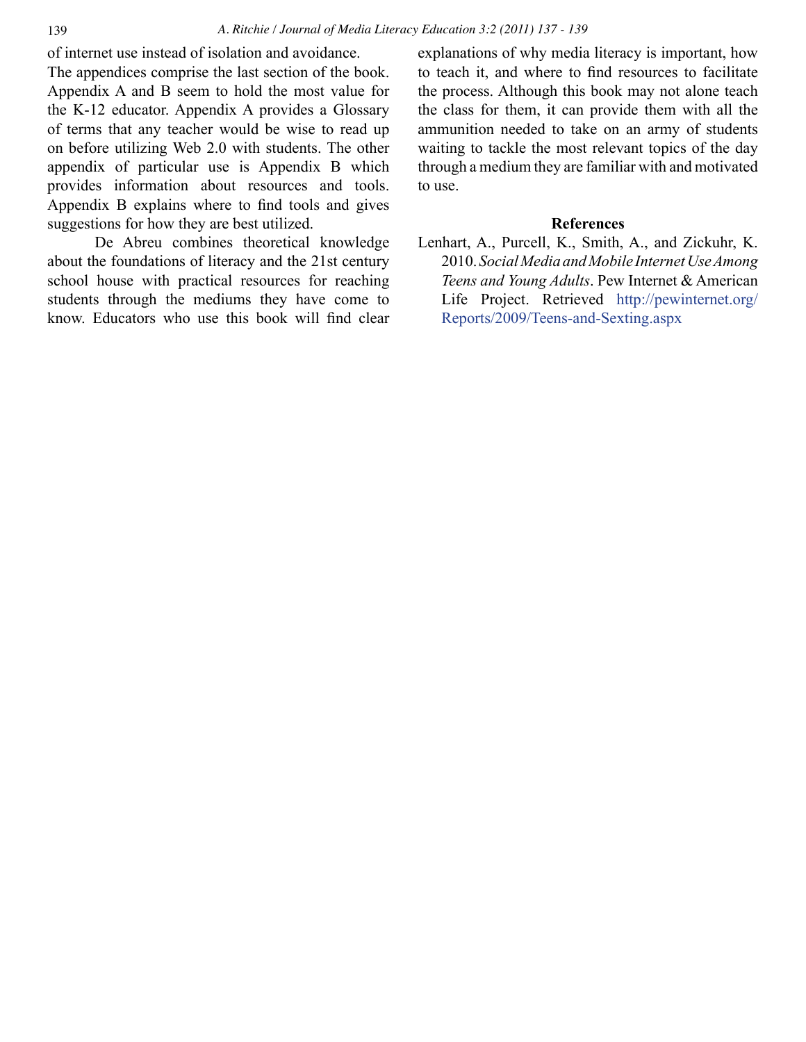of internet use instead of isolation and avoidance.

The appendices comprise the last section of the book. Appendix A and B seem to hold the most value for the K-12 educator. Appendix A provides a Glossary of terms that any teacher would be wise to read up on before utilizing Web 2.0 with students. The other appendix of particular use is Appendix B which provides information about resources and tools. Appendix B explains where to find tools and gives suggestions for how they are best utilized.

De Abreu combines theoretical knowledge about the foundations of literacy and the 21st century school house with practical resources for reaching students through the mediums they have come to know. Educators who use this book will find clear explanations of why media literacy is important, how to teach it, and where to find resources to facilitate the process. Although this book may not alone teach the class for them, it can provide them with all the ammunition needed to take on an army of students waiting to tackle the most relevant topics of the day through a medium they are familiar with and motivated to use.

## References

Lenhart, A., Purcell, K., Smith, A., and Zickuhr, K. 2010. *Social Media and Mobile Internet Use Among Teens and Young Adults*. Pew Internet & American Life Project. Retrieved http://pewinternet.org/Reports/2009/Teens-and-Sexting.aspx